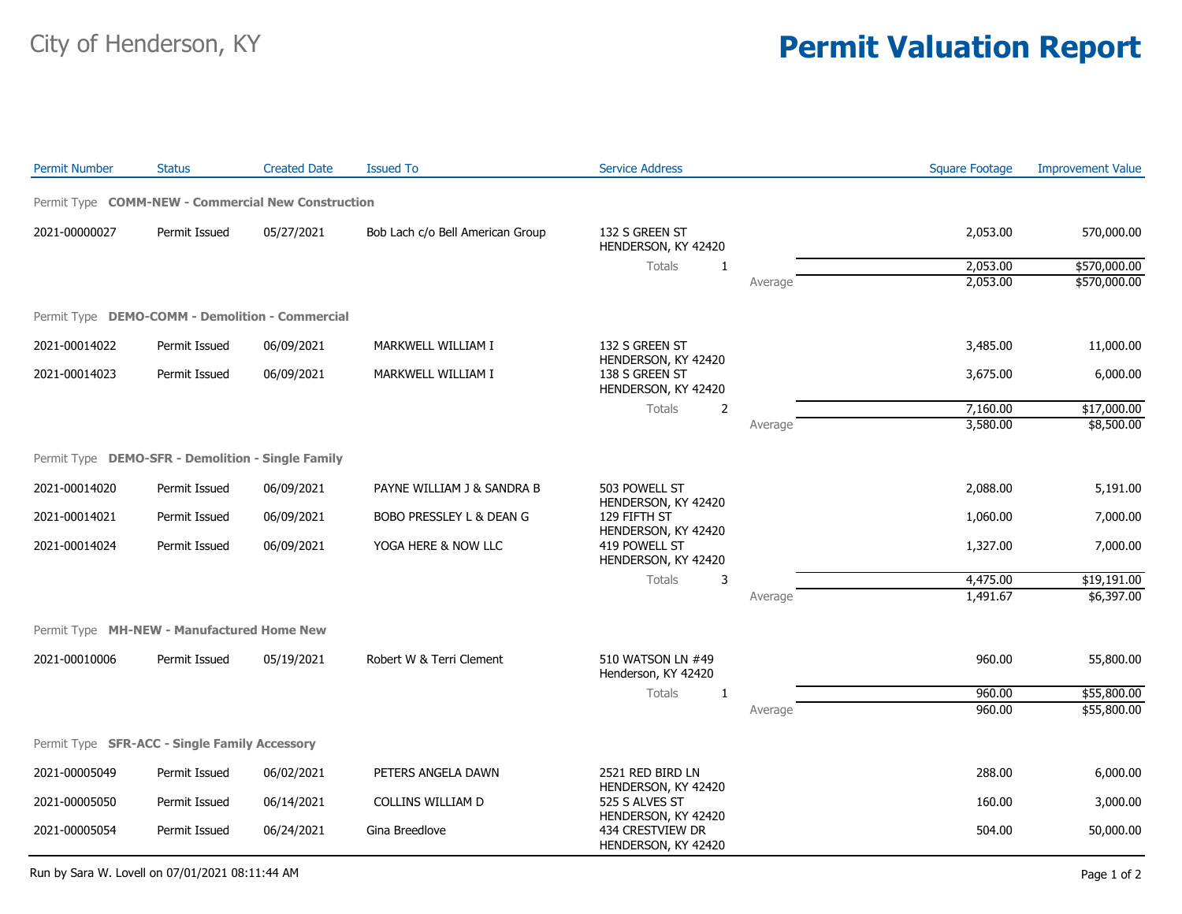City of Henderson, KY

# Permit Valuation Report

| Permit Number | Status | Created Date | Issued To | Service Address | | Square Footage | Improvement Value |
|---|---|---|---|---|---|---|---|
| **Permit Type COMM-NEW - Commercial New Construction** | | | | | | | |
| 2021-00000027 | Permit Issued | 05/27/2021 | Bob Lach c/o Bell American Group | 132 S GREEN ST HENDERSON, KY 42420 | | 2,053.00 | 570,000.00 |
| | | | | Totals 1 | | 2,053.00 | $570,000.00 |
| | | | | | Average | 2,053.00 | $570,000.00 |
| **Permit Type DEMO-COMM - Demolition - Commercial** | | | | | | | |
| 2021-00014022 | Permit Issued | 06/09/2021 | MARKWELL WILLIAM I | 132 S GREEN ST HENDERSON, KY 42420 | | 3,485.00 | 11,000.00 |
| 2021-00014023 | Permit Issued | 06/09/2021 | MARKWELL WILLIAM I | 138 S GREEN ST HENDERSON, KY 42420 | | 3,675.00 | 6,000.00 |
| | | | | Totals 2 | | 7,160.00 | $17,000.00 |
| | | | | | Average | 3,580.00 | $8,500.00 |
| **Permit Type DEMO-SFR - Demolition - Single Family** | | | | | | | |
| 2021-00014020 | Permit Issued | 06/09/2021 | PAYNE WILLIAM J & SANDRA B | 503 POWELL ST HENDERSON, KY 42420 | | 2,088.00 | 5,191.00 |
| 2021-00014021 | Permit Issued | 06/09/2021 | BOBO PRESSLEY L & DEAN G | 129 FIFTH ST HENDERSON, KY 42420 | | 1,060.00 | 7,000.00 |
| 2021-00014024 | Permit Issued | 06/09/2021 | YOGA HERE & NOW LLC | 419 POWELL ST HENDERSON, KY 42420 | | 1,327.00 | 7,000.00 |
| | | | | Totals 3 | | 4,475.00 | $19,191.00 |
| | | | | | Average | 1,491.67 | $6,397.00 |
| **Permit Type MH-NEW - Manufactured Home New** | | | | | | | |
| 2021-00010006 | Permit Issued | 05/19/2021 | Robert W & Terri Clement | 510 WATSON LN #49 Henderson, KY 42420 | | 960.00 | 55,800.00 |
| | | | | Totals 1 | | 960.00 | $55,800.00 |
| | | | | | Average | 960.00 | $55,800.00 |
| **Permit Type SFR-ACC - Single Family Accessory** | | | | | | | |
| 2021-00005049 | Permit Issued | 06/02/2021 | PETERS ANGELA DAWN | 2521 RED BIRD LN HENDERSON, KY 42420 | | 288.00 | 6,000.00 |
| 2021-00005050 | Permit Issued | 06/14/2021 | COLLINS WILLIAM D | 525 S ALVES ST HENDERSON, KY 42420 | | 160.00 | 3,000.00 |
| 2021-00005054 | Permit Issued | 06/24/2021 | Gina Breedlove | 434 CRESTVIEW DR HENDERSON, KY 42420 | | 504.00 | 50,000.00 |

Run by Sara W. Lovell on 07/01/2021 08:11:44 AM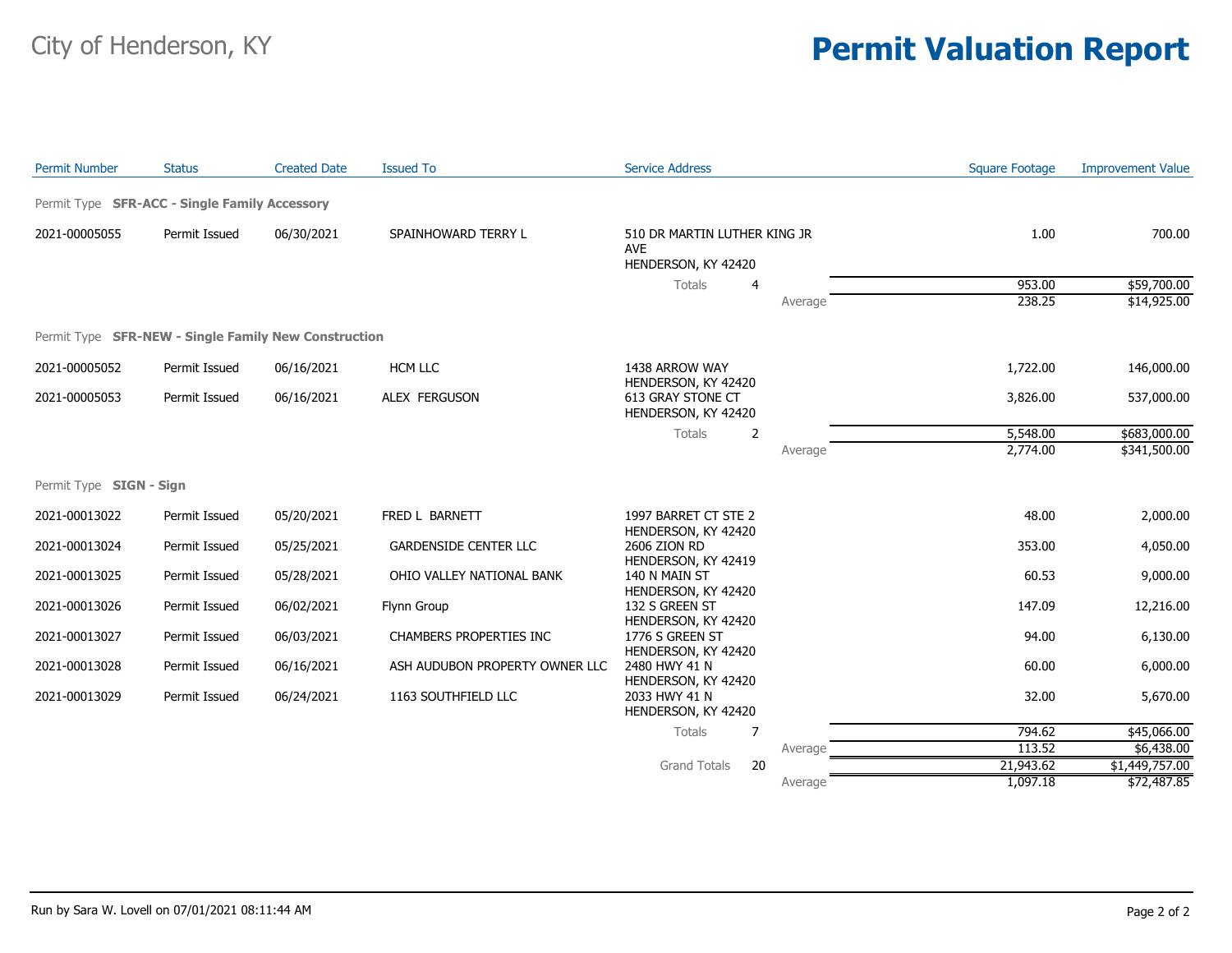City of Henderson, KY

# Permit Valuation Report

| Permit Number | Status | Created Date | Issued To | Service Address | Square Footage | Improvement Value |
|---|---|---|---|---|---|---|
| Permit Type **SFR-ACC - Single Family Accessory** | | | | | | |
| 2021-00005055 | Permit Issued | 06/30/2021 | SPAINHOWARD TERRY L | 510 DR MARTIN LUTHER KING JR AVE HENDERSON, KY 42420 | 1.00 | 700.00 |
| | | | | Totals 4 | 953.00 | $59,700.00 |
| | | | | Average | 238.25 | $14,925.00 |
| Permit Type **SFR-NEW - Single Family New Construction** | | | | | | |
| 2021-00005052 | Permit Issued | 06/16/2021 | HCM LLC | 1438 ARROW WAY HENDERSON, KY 42420 | 1,722.00 | 146,000.00 |
| 2021-00005053 | Permit Issued | 06/16/2021 | ALEX FERGUSON | 613 GRAY STONE CT HENDERSON, KY 42420 | 3,826.00 | 537,000.00 |
| | | | | Totals 2 | 5,548.00 | $683,000.00 |
| | | | | Average | 2,774.00 | $341,500.00 |
| Permit Type **SIGN - Sign** | | | | | | |
| 2021-00013022 | Permit Issued | 05/20/2021 | FRED L BARNETT | 1997 BARRET CT STE 2 HENDERSON, KY 42420 | 48.00 | 2,000.00 |
| 2021-00013024 | Permit Issued | 05/25/2021 | GARDENSIDE CENTER LLC | 2606 ZION RD HENDERSON, KY 42419 | 353.00 | 4,050.00 |
| 2021-00013025 | Permit Issued | 05/28/2021 | OHIO VALLEY NATIONAL BANK | 140 N MAIN ST HENDERSON, KY 42420 | 60.53 | 9,000.00 |
| 2021-00013026 | Permit Issued | 06/02/2021 | Flynn Group | 132 S GREEN ST HENDERSON, KY 42420 | 147.09 | 12,216.00 |
| 2021-00013027 | Permit Issued | 06/03/2021 | CHAMBERS PROPERTIES INC | 1776 S GREEN ST HENDERSON, KY 42420 | 94.00 | 6,130.00 |
| 2021-00013028 | Permit Issued | 06/16/2021 | ASH AUDUBON PROPERTY OWNER LLC | 2480 HWY 41 N HENDERSON, KY 42420 | 60.00 | 6,000.00 |
| 2021-00013029 | Permit Issued | 06/24/2021 | 1163 SOUTHFIELD LLC | 2033 HWY 41 N HENDERSON, KY 42420 | 32.00 | 5,670.00 |
| | | | | Totals 7 | 794.62 | $45,066.00 |
| | | | | Average | 113.52 | $6,438.00 |
| | | | | Grand Totals 20 | 21,943.62 | $1,449,757.00 |
| | | | | Average | 1,097.18 | $72,487.85 |

Run by Sara W. Lovell on 07/01/2021 08:11:44 AM